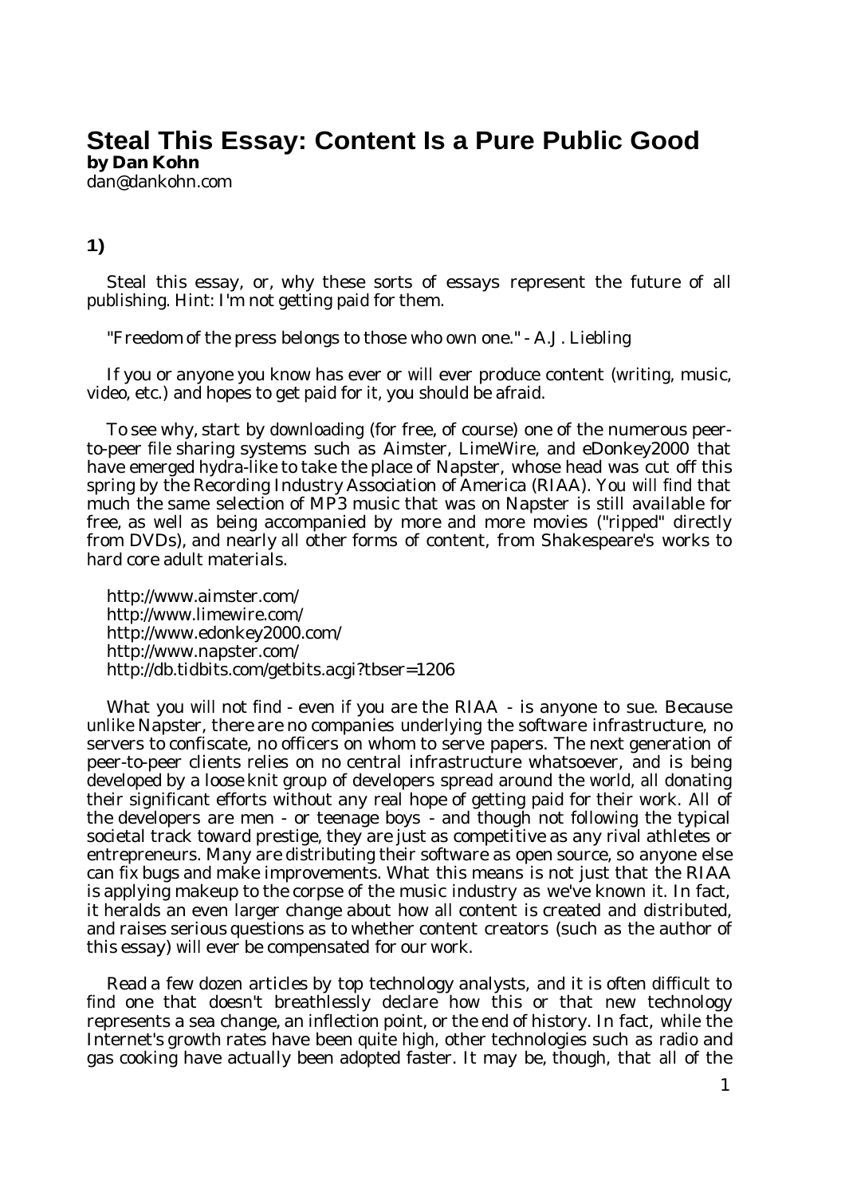# Steal This Essay: Content Is a Pure Public Good

**by Dan Kohn**

dan@dankohn.com

## 1)

Steal this essay, or, why these sorts of essays represent the future of all publishing. Hint: I'm not getting paid for them.

"Freedom of the press belongs to those who own one." - A.J. Liebling

If you or anyone you know has ever or will ever produce content (writing, music, video, etc.) and hopes to get paid for it, you should be afraid.

To see why, start by downloading (for free, of course) one of the numerous peer-to-peer file sharing systems such as Aimster, LimeWire, and eDonkey2000 that have emerged hydra-like to take the place of Napster, whose head was cut off this spring by the Recording Industry Association of America (RIAA). You will find that much the same selection of MP3 music that was on Napster is still available for free, as well as being accompanied by more and more movies ("ripped" directly from DVDs), and nearly all other forms of content, from Shakespeare's works to hard core adult materials.

http://www.aimster.com/
http://www.limewire.com/
http://www.edonkey2000.com/
http://www.napster.com/
http://db.tidbits.com/getbits.acgi?tbser=1206

What you will not find - even if you are the RIAA - is anyone to sue. Because unlike Napster, there are no companies underlying the software infrastructure, no servers to confiscate, no officers on whom to serve papers. The next generation of peer-to-peer clients relies on no central infrastructure whatsoever, and is being developed by a loose knit group of developers spread around the world, all donating their significant efforts without any real hope of getting paid for their work. All of the developers are men - or teenage boys - and though not following the typical societal track toward prestige, they are just as competitive as any rival athletes or entrepreneurs. Many are distributing their software as open source, so anyone else can fix bugs and make improvements. What this means is not just that the RIAA is applying makeup to the corpse of the music industry as we've known it. In fact, it heralds an even larger change about how all content is created and distributed, and raises serious questions as to whether content creators (such as the author of this essay) will ever be compensated for our work.

Read a few dozen articles by top technology analysts, and it is often difficult to find one that doesn't breathlessly declare how this or that new technology represents a sea change, an inflection point, or the end of history. In fact, while the Internet's growth rates have been quite high, other technologies such as radio and gas cooking have actually been adopted faster. It may be, though, that all of the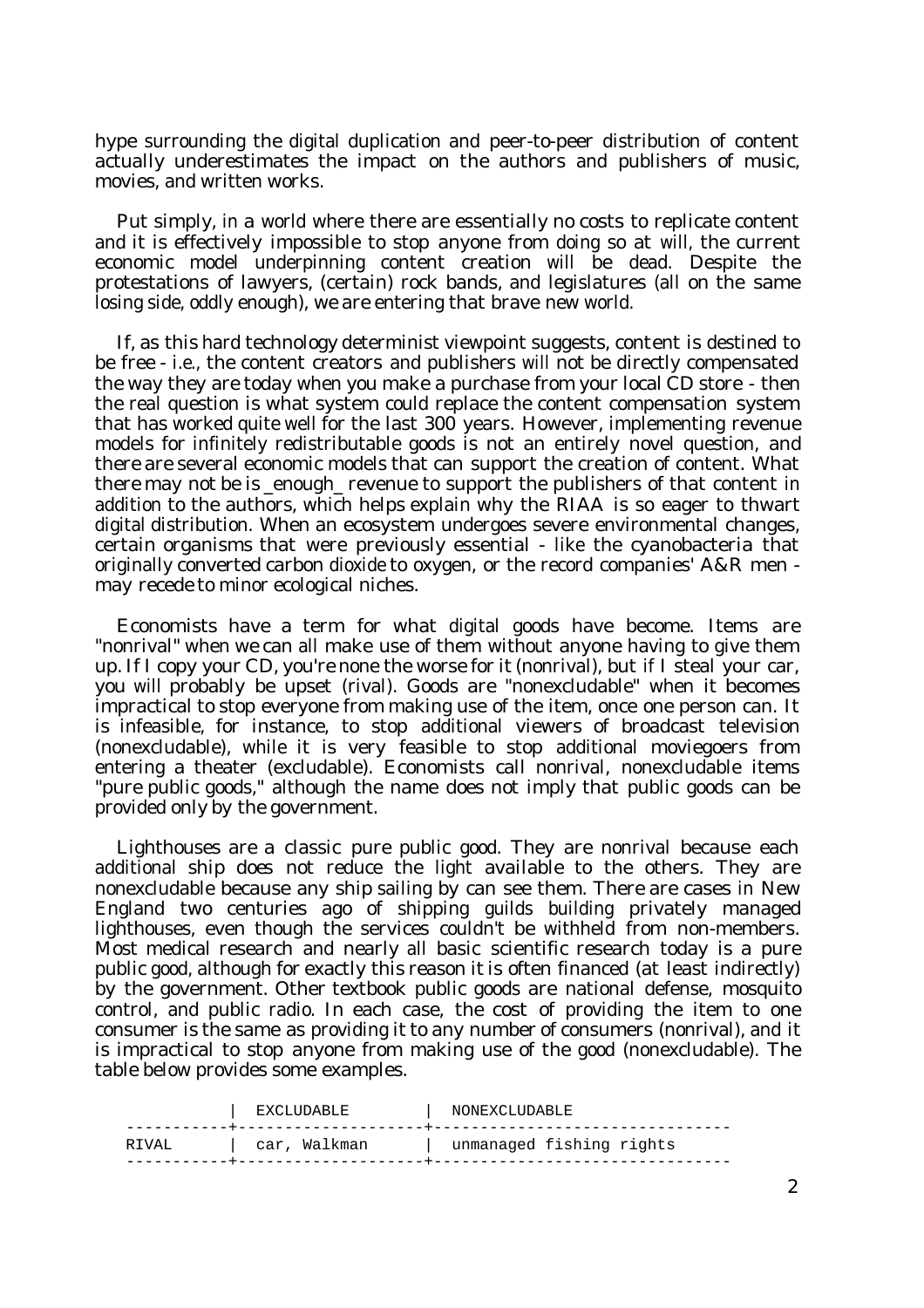hype surrounding the digital duplication and peer-to-peer distribution of content actually underestimates the impact on the authors and publishers of music, movies, and written works.

Put simply, in a world where there are essentially no costs to replicate content and it is effectively impossible to stop anyone from doing so at will, the current economic model underpinning content creation will be dead. Despite the protestations of lawyers, (certain) rock bands, and legislatures (all on the same losing side, oddly enough), we are entering that brave new world.

If, as this hard technology determinist viewpoint suggests, content is destined to be free - i.e., the content creators and publishers will not be directly compensated the way they are today when you make a purchase from your local CD store - then the real question is what system could replace the content compensation system that has worked quite well for the last 300 years. However, implementing revenue models for infinitely redistributable goods is not an entirely novel question, and there are several economic models that can support the creation of content. What there may not be is _enough_ revenue to support the publishers of that content in addition to the authors, which helps explain why the RIAA is so eager to thwart digital distribution. When an ecosystem undergoes severe environmental changes, certain organisms that were previously essential - like the cyanobacteria that originally converted carbon dioxide to oxygen, or the record companies' A&R men - may recede to minor ecological niches.

Economists have a term for what digital goods have become. Items are "nonrival" when we can all make use of them without anyone having to give them up. If I copy your CD, you're none the worse for it (nonrival), but if I steal your car, you will probably be upset (rival). Goods are "nonexcludable" when it becomes impractical to stop everyone from making use of the item, once one person can. It is infeasible, for instance, to stop additional viewers of broadcast television (nonexcludable), while it is very feasible to stop additional moviegoers from entering a theater (excludable). Economists call nonrival, nonexcludable items "pure public goods," although the name does not imply that public goods can be provided only by the government.

Lighthouses are a classic pure public good. They are nonrival because each additional ship does not reduce the light available to the others. They are nonexcludable because any ship sailing by can see them. There are cases in New England two centuries ago of shipping guilds building privately managed lighthouses, even though the services couldn't be withheld from non-members. Most medical research and nearly all basic scientific research today is a pure public good, although for exactly this reason it is often financed (at least indirectly) by the government. Other textbook public goods are national defense, mosquito control, and public radio. In each case, the cost of providing the item to one consumer is the same as providing it to any number of consumers (nonrival), and it is impractical to stop anyone from making use of the good (nonexcludable). The table below provides some examples.

|  | EXCLUDABLE | NONEXCLUDABLE |
|---|---|---|
| RIVAL | car, Walkman | unmanaged fishing rights |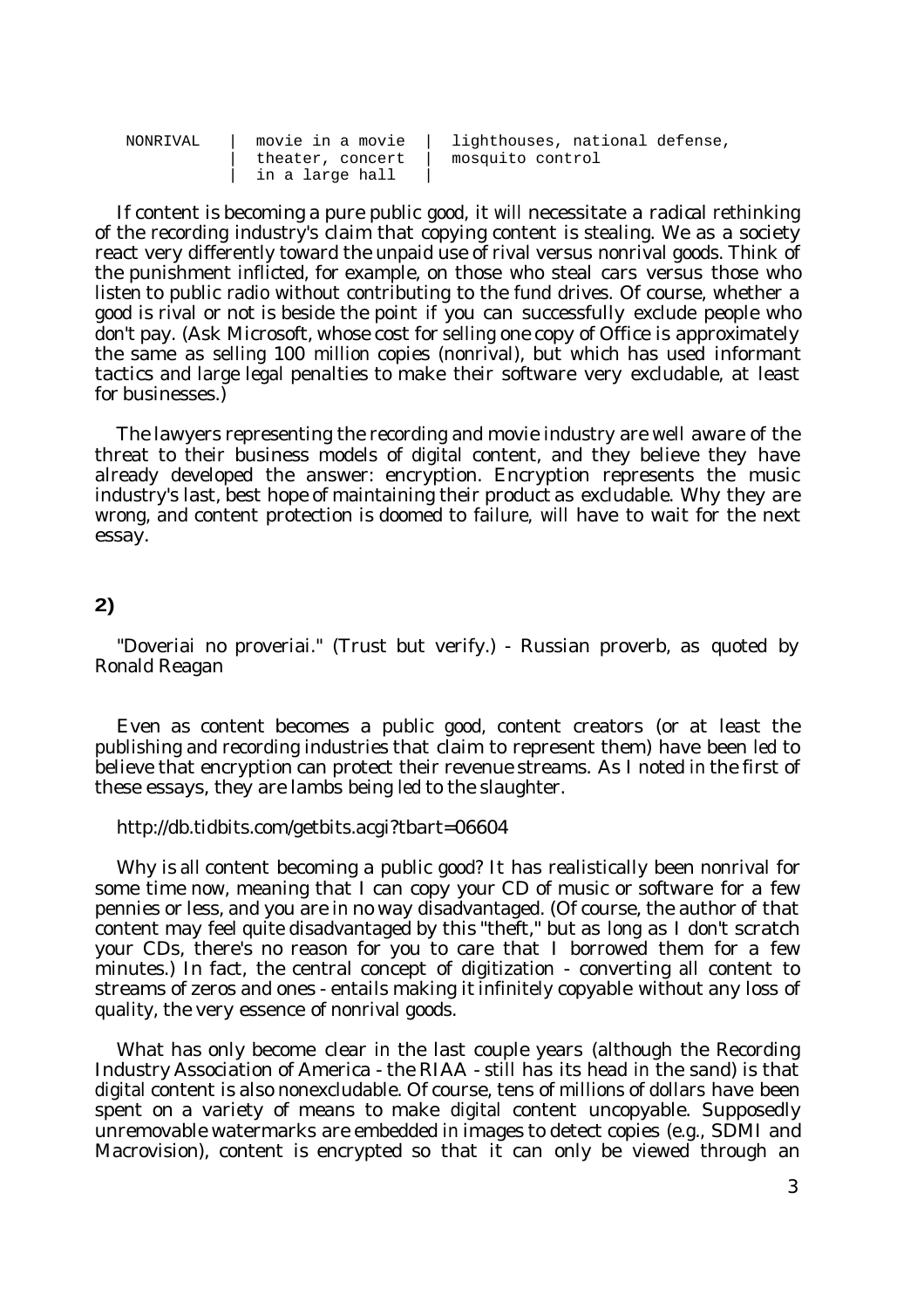```
NONRIVAL    |  movie in a movie  |  lighthouses, national defense,
            |  theater, concert  |  mosquito control
            |  in a large hall   |
```

If content is becoming a pure public good, it will necessitate a radical rethinking of the recording industry's claim that copying content is stealing. We as a society react very differently toward the unpaid use of rival versus nonrival goods. Think of the punishment inflicted, for example, on those who steal cars versus those who listen to public radio without contributing to the fund drives. Of course, whether a good is rival or not is beside the point if you can successfully exclude people who don't pay. (Ask Microsoft, whose cost for selling one copy of Office is approximately the same as selling 100 million copies (nonrival), but which has used informant tactics and large legal penalties to make their software very excludable, at least for businesses.)

The lawyers representing the recording and movie industry are well aware of the threat to their business models of digital content, and they believe they have already developed the answer: encryption. Encryption represents the music industry's last, best hope of maintaining their product as excludable. Why they are wrong, and content protection is doomed to failure, will have to wait for the next essay.

**2)**

"Doveriai no proveriai." (Trust but verify.) - Russian proverb, as quoted by Ronald Reagan

Even as content becomes a public good, content creators (or at least the publishing and recording industries that claim to represent them) have been led to believe that encryption can protect their revenue streams. As I noted in the first of these essays, they are lambs being led to the slaughter.

http://db.tidbits.com/getbits.acgi?tbart=06604

Why is all content becoming a public good? It has realistically been nonrival for some time now, meaning that I can copy your CD of music or software for a few pennies or less, and you are in no way disadvantaged. (Of course, the author of that content may feel quite disadvantaged by this "theft," but as long as I don't scratch your CDs, there's no reason for you to care that I borrowed them for a few minutes.) In fact, the central concept of digitization - converting all content to streams of zeros and ones - entails making it infinitely copyable without any loss of quality, the very essence of nonrival goods.

What has only become clear in the last couple years (although the Recording Industry Association of America - the RIAA - still has its head in the sand) is that digital content is also nonexcludable. Of course, tens of millions of dollars have been spent on a variety of means to make digital content uncopyable. Supposedly unremovable watermarks are embedded in images to detect copies (e.g., SDMI and Macrovision), content is encrypted so that it can only be viewed through an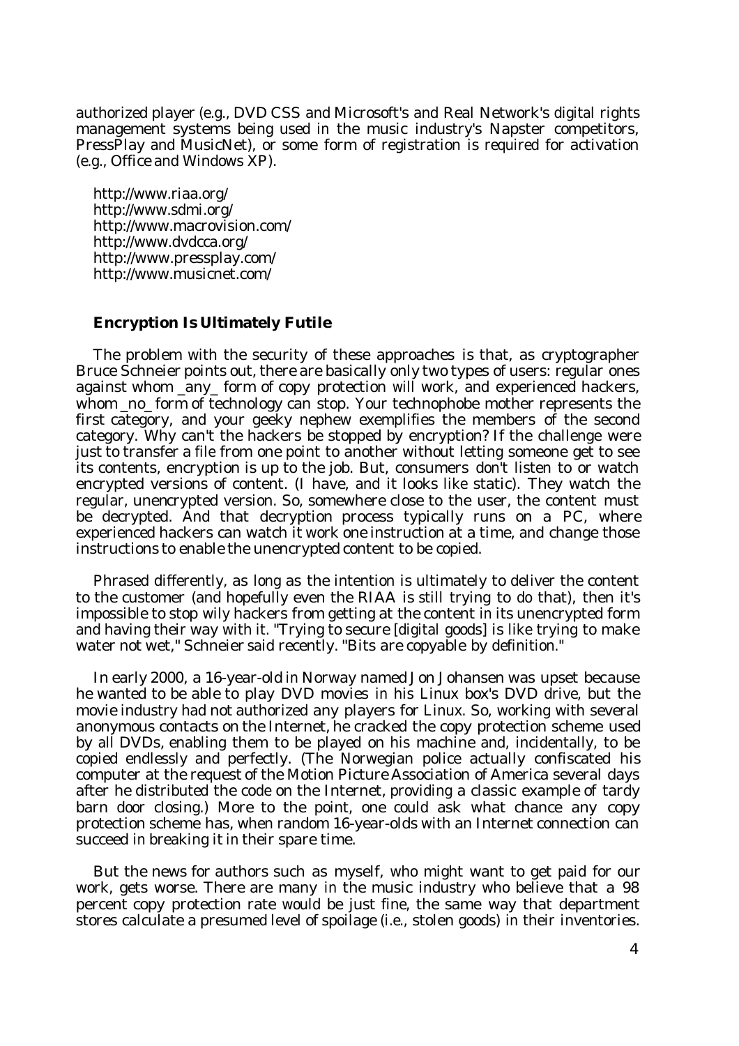authorized player (e.g., DVD CSS and Microsoft's and Real Network's digital rights management systems being used in the music industry's Napster competitors, PressPlay and MusicNet), or some form of registration is required for activation (e.g., Office and Windows XP).

http://www.riaa.org/
http://www.sdmi.org/
http://www.macrovision.com/
http://www.dvdcca.org/
http://www.pressplay.com/
http://www.musicnet.com/

**Encryption Is Ultimately Futile**

The problem with the security of these approaches is that, as cryptographer Bruce Schneier points out, there are basically only two types of users: regular ones against whom _any_ form of copy protection will work, and experienced hackers, whom _no_ form of technology can stop. Your technophobe mother represents the first category, and your geeky nephew exemplifies the members of the second category. Why can't the hackers be stopped by encryption? If the challenge were just to transfer a file from one point to another without letting someone get to see its contents, encryption is up to the job. But, consumers don't listen to or watch encrypted versions of content. (I have, and it looks like static). They watch the regular, unencrypted version. So, somewhere close to the user, the content must be decrypted. And that decryption process typically runs on a PC, where experienced hackers can watch it work one instruction at a time, and change those instructions to enable the unencrypted content to be copied.

Phrased differently, as long as the intention is ultimately to deliver the content to the customer (and hopefully even the RIAA is still trying to do that), then it's impossible to stop wily hackers from getting at the content in its unencrypted form and having their way with it. "Trying to secure [digital goods] is like trying to make water not wet," Schneier said recently. "Bits are copyable by definition."

In early 2000, a 16-year-old in Norway named Jon Johansen was upset because he wanted to be able to play DVD movies in his Linux box's DVD drive, but the movie industry had not authorized any players for Linux. So, working with several anonymous contacts on the Internet, he cracked the copy protection scheme used by all DVDs, enabling them to be played on his machine and, incidentally, to be copied endlessly and perfectly. (The Norwegian police actually confiscated his computer at the request of the Motion Picture Association of America several days after he distributed the code on the Internet, providing a classic example of tardy barn door closing.) More to the point, one could ask what chance any copy protection scheme has, when random 16-year-olds with an Internet connection can succeed in breaking it in their spare time.

But the news for authors such as myself, who might want to get paid for our work, gets worse. There are many in the music industry who believe that a 98 percent copy protection rate would be just fine, the same way that department stores calculate a presumed level of spoilage (i.e., stolen goods) in their inventories.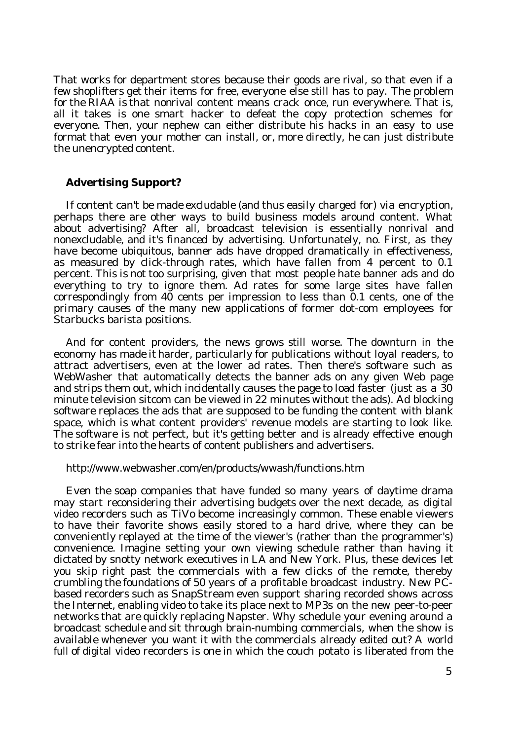That works for department stores because their goods are rival, so that even if a few shoplifters get their items for free, everyone else still has to pay. The problem for the RIAA is that nonrival content means crack once, run everywhere. That is, all it takes is one smart hacker to defeat the copy protection schemes for everyone. Then, your nephew can either distribute his hacks in an easy to use format that even your mother can install, or, more directly, he can just distribute the unencrypted content.

### Advertising Support?

If content can't be made excludable (and thus easily charged for) via encryption, perhaps there are other ways to build business models around content. What about advertising? After all, broadcast television is essentially nonrival and nonexcludable, and it's financed by advertising. Unfortunately, no. First, as they have become ubiquitous, banner ads have dropped dramatically in effectiveness, as measured by click-through rates, which have fallen from 4 percent to 0.1 percent. This is not too surprising, given that most people hate banner ads and do everything to try to ignore them. Ad rates for some large sites have fallen correspondingly from 40 cents per impression to less than 0.1 cents, one of the primary causes of the many new applications of former dot-com employees for Starbucks barista positions.

And for content providers, the news grows still worse. The downturn in the economy has made it harder, particularly for publications without loyal readers, to attract advertisers, even at the lower ad rates. Then there's software such as WebWasher that automatically detects the banner ads on any given Web page and strips them out, which incidentally causes the page to load faster (just as a 30 minute television sitcom can be viewed in 22 minutes without the ads). Ad blocking software replaces the ads that are supposed to be funding the content with blank space, which is what content providers' revenue models are starting to look like. The software is not perfect, but it's getting better and is already effective enough to strike fear into the hearts of content publishers and advertisers.

http://www.webwasher.com/en/products/wwash/functions.htm

Even the soap companies that have funded so many years of daytime drama may start reconsidering their advertising budgets over the next decade, as digital video recorders such as TiVo become increasingly common. These enable viewers to have their favorite shows easily stored to a hard drive, where they can be conveniently replayed at the time of the viewer's (rather than the programmer's) convenience. Imagine setting your own viewing schedule rather than having it dictated by snotty network executives in LA and New York. Plus, these devices let you skip right past the commercials with a few clicks of the remote, thereby crumbling the foundations of 50 years of a profitable broadcast industry. New PC-based recorders such as SnapStream even support sharing recorded shows across the Internet, enabling video to take its place next to MP3s on the new peer-to-peer networks that are quickly replacing Napster. Why schedule your evening around a broadcast schedule and sit through brain-numbing commercials, when the show is available whenever you want it with the commercials already edited out? A world full of digital video recorders is one in which the couch potato is liberated from the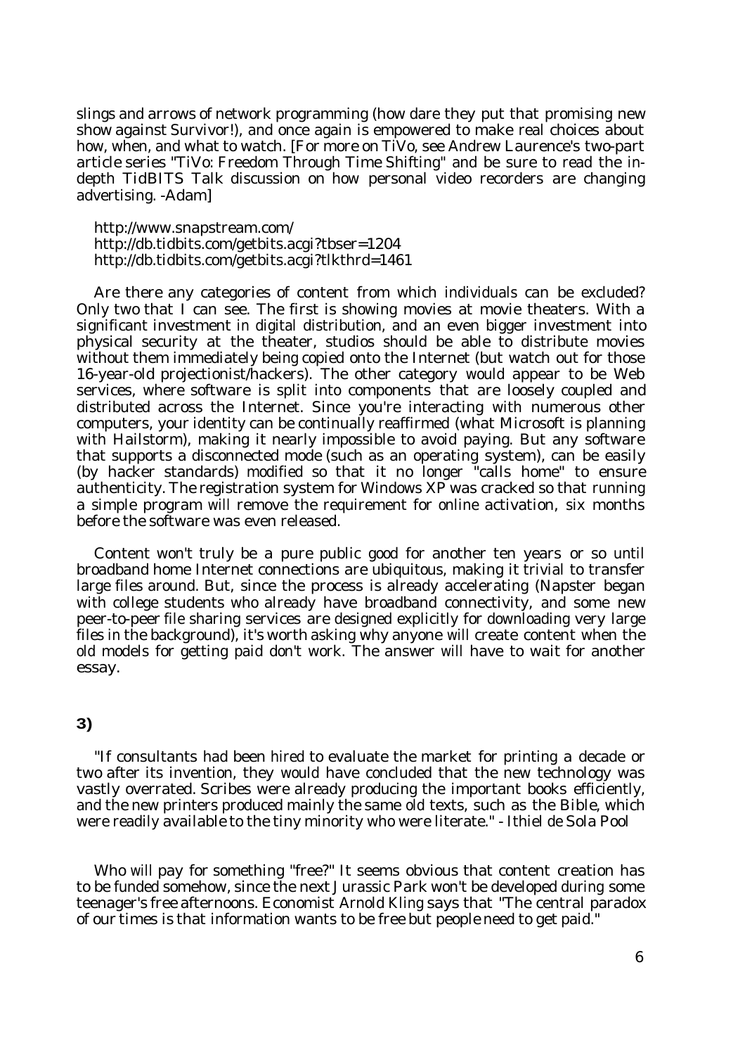slings and arrows of network programming (how dare they put that promising new show against Survivor!), and once again is empowered to make real choices about how, when, and what to watch. [For more on TiVo, see Andrew Laurence's two-part article series "TiVo: Freedom Through Time Shifting" and be sure to read the in-depth TidBITS Talk discussion on how personal video recorders are changing advertising. -Adam]

http://www.snapstream.com/
http://db.tidbits.com/getbits.acgi?tbser=1204
http://db.tidbits.com/getbits.acgi?tlkthrd=1461

Are there any categories of content from which individuals can be excluded? Only two that I can see. The first is showing movies at movie theaters. With a significant investment in digital distribution, and an even bigger investment into physical security at the theater, studios should be able to distribute movies without them immediately being copied onto the Internet (but watch out for those 16-year-old projectionist/hackers). The other category would appear to be Web services, where software is split into components that are loosely coupled and distributed across the Internet. Since you're interacting with numerous other computers, your identity can be continually reaffirmed (what Microsoft is planning with Hailstorm), making it nearly impossible to avoid paying. But any software that supports a disconnected mode (such as an operating system), can be easily (by hacker standards) modified so that it no longer "calls home" to ensure authenticity. The registration system for Windows XP was cracked so that running a simple program will remove the requirement for online activation, six months before the software was even released.

Content won't truly be a pure public good for another ten years or so until broadband home Internet connections are ubiquitous, making it trivial to transfer large files around. But, since the process is already accelerating (Napster began with college students who already have broadband connectivity, and some new peer-to-peer file sharing services are designed explicitly for downloading very large files in the background), it's worth asking why anyone will create content when the old models for getting paid don't work. The answer will have to wait for another essay.

**3)**

"If consultants had been hired to evaluate the market for printing a decade or two after its invention, they would have concluded that the new technology was vastly overrated. Scribes were already producing the important books efficiently, and the new printers produced mainly the same old texts, such as the Bible, which were readily available to the tiny minority who were literate." - Ithiel de Sola Pool

Who will pay for something "free?" It seems obvious that content creation has to be funded somehow, since the next Jurassic Park won't be developed during some teenager's free afternoons. Economist Arnold Kling says that "The central paradox of our times is that information wants to be free but people need to get paid."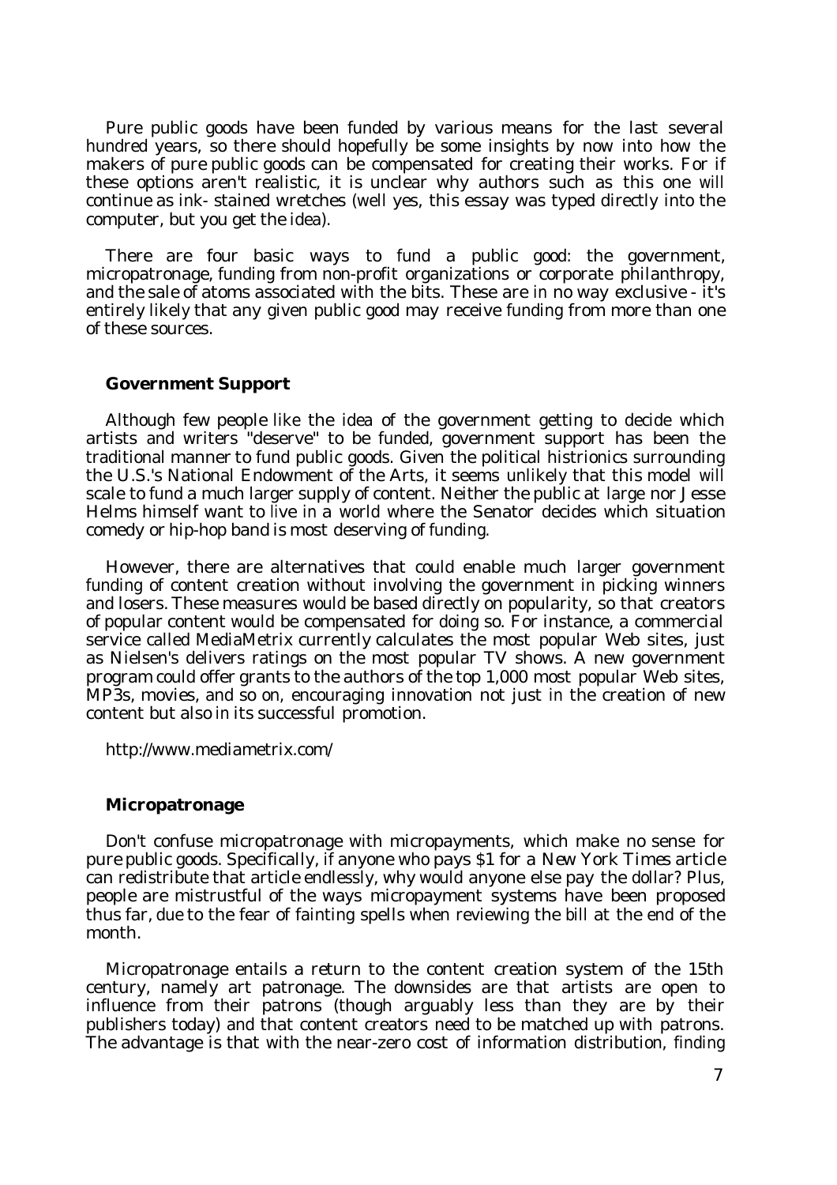Pure public goods have been funded by various means for the last several hundred years, so there should hopefully be some insights by now into how the makers of pure public goods can be compensated for creating their works. For if these options aren't realistic, it is unclear why authors such as this one will continue as ink- stained wretches (well yes, this essay was typed directly into the computer, but you get the idea).

There are four basic ways to fund a public good: the government, micropatronage, funding from non-profit organizations or corporate philanthropy, and the sale of atoms associated with the bits. These are in no way exclusive - it's entirely likely that any given public good may receive funding from more than one of these sources.

### Government Support

Although few people like the idea of the government getting to decide which artists and writers "deserve" to be funded, government support has been the traditional manner to fund public goods. Given the political histrionics surrounding the U.S.'s National Endowment of the Arts, it seems unlikely that this model will scale to fund a much larger supply of content. Neither the public at large nor Jesse Helms himself want to live in a world where the Senator decides which situation comedy or hip-hop band is most deserving of funding.

However, there are alternatives that could enable much larger government funding of content creation without involving the government in picking winners and losers. These measures would be based directly on popularity, so that creators of popular content would be compensated for doing so. For instance, a commercial service called MediaMetrix currently calculates the most popular Web sites, just as Nielsen's delivers ratings on the most popular TV shows. A new government program could offer grants to the authors of the top 1,000 most popular Web sites, MP3s, movies, and so on, encouraging innovation not just in the creation of new content but also in its successful promotion.

http://www.mediametrix.com/

### Micropatronage

Don't confuse micropatronage with micropayments, which make no sense for pure public goods. Specifically, if anyone who pays $1 for a New York Times article can redistribute that article endlessly, why would anyone else pay the dollar? Plus, people are mistrustful of the ways micropayment systems have been proposed thus far, due to the fear of fainting spells when reviewing the bill at the end of the month.

Micropatronage entails a return to the content creation system of the 15th century, namely art patronage. The downsides are that artists are open to influence from their patrons (though arguably less than they are by their publishers today) and that content creators need to be matched up with patrons. The advantage is that with the near-zero cost of information distribution, finding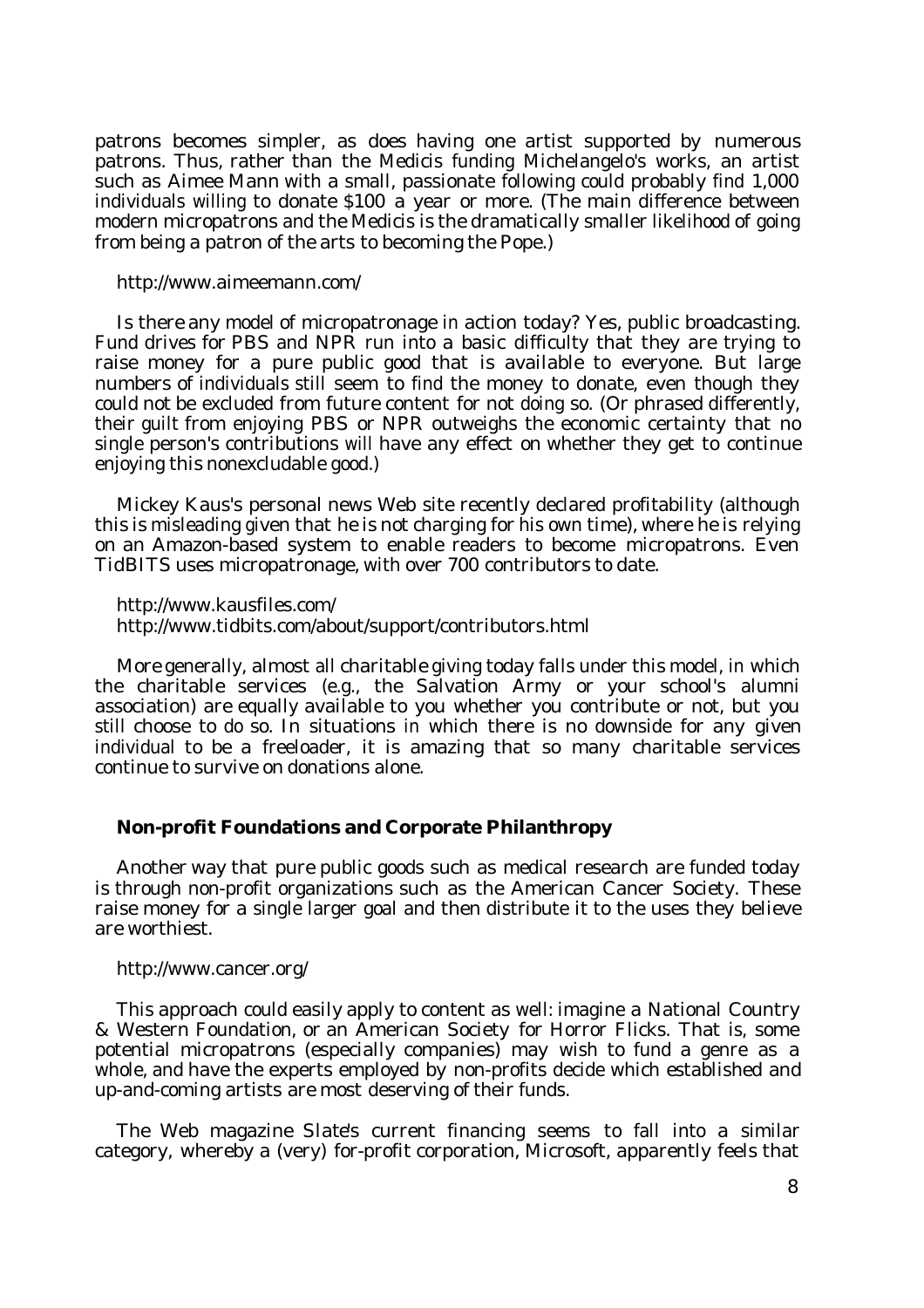patrons becomes simpler, as does having one artist supported by numerous patrons. Thus, rather than the Medicis funding Michelangelo's works, an artist such as Aimee Mann with a small, passionate following could probably find 1,000 individuals willing to donate $100 a year or more. (The main difference between modern micropatrons and the Medicis is the dramatically smaller likelihood of going from being a patron of the arts to becoming the Pope.)

http://www.aimeemann.com/

Is there any model of micropatronage in action today? Yes, public broadcasting. Fund drives for PBS and NPR run into a basic difficulty that they are trying to raise money for a pure public good that is available to everyone. But large numbers of individuals still seem to find the money to donate, even though they could not be excluded from future content for not doing so. (Or phrased differently, their guilt from enjoying PBS or NPR outweighs the economic certainty that no single person's contributions will have any effect on whether they get to continue enjoying this nonexcludable good.)

Mickey Kaus's personal news Web site recently declared profitability (although this is misleading given that he is not charging for his own time), where he is relying on an Amazon-based system to enable readers to become micropatrons. Even TidBITS uses micropatronage, with over 700 contributors to date.

http://www.kausfiles.com/
http://www.tidbits.com/about/support/contributors.html

More generally, almost all charitable giving today falls under this model, in which the charitable services (e.g., the Salvation Army or your school's alumni association) are equally available to you whether you contribute or not, but you still choose to do so. In situations in which there is no downside for any given individual to be a freeloader, it is amazing that so many charitable services continue to survive on donations alone.

## Non-profit Foundations and Corporate Philanthropy

Another way that pure public goods such as medical research are funded today is through non-profit organizations such as the American Cancer Society. These raise money for a single larger goal and then distribute it to the uses they believe are worthiest.

http://www.cancer.org/

This approach could easily apply to content as well: imagine a National Country & Western Foundation, or an American Society for Horror Flicks. That is, some potential micropatrons (especially companies) may wish to fund a genre as a whole, and have the experts employed by non-profits decide which established and up-and-coming artists are most deserving of their funds.

The Web magazine Slate's current financing seems to fall into a similar category, whereby a (very) for-profit corporation, Microsoft, apparently feels that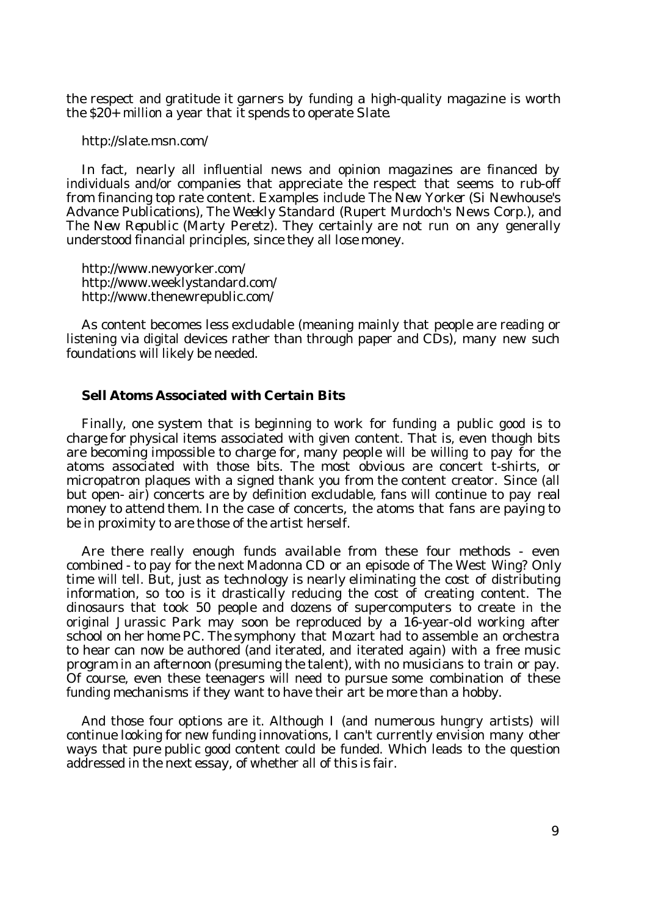the respect and gratitude it garners by funding a high-quality magazine is worth the $20+ million a year that it spends to operate Slate.

http://slate.msn.com/

In fact, nearly all influential news and opinion magazines are financed by individuals and/or companies that appreciate the respect that seems to rub-off from financing top rate content. Examples include *The New Yorker* (Si Newhouse's Advance Publications), *The Weekly Standard* (Rupert Murdoch's News Corp.), and *The New Republic* (Marty Peretz). They certainly are not run on any generally understood financial principles, since they all lose money.

http://www.newyorker.com/
http://www.weeklystandard.com/
http://www.thenewrepublic.com/

As content becomes less excludable (meaning mainly that people are reading or listening via digital devices rather than through paper and CDs), many new such foundations will likely be needed.

### Sell Atoms Associated with Certain Bits

Finally, one system that is beginning to work for funding a public good is to charge for physical items associated with given content. That is, even though bits are becoming impossible to charge for, many people will be willing to pay for the atoms associated with those bits. The most obvious are concert t-shirts, or micropatron plaques with a signed thank you from the content creator. Since (all but open- air) concerts are by definition excludable, fans will continue to pay real money to attend them. In the case of concerts, the atoms that fans are paying to be in proximity to are those of the artist herself.

Are there really enough funds available from these four methods - even combined - to pay for the next Madonna CD or an episode of The West Wing? Only time will tell. But, just as technology is nearly eliminating the cost of distributing information, so too is it drastically reducing the cost of creating content. The dinosaurs that took 50 people and dozens of supercomputers to create in the original *Jurassic Park* may soon be reproduced by a 16-year-old working after school on her home PC. The symphony that Mozart had to assemble an orchestra to hear can now be authored (and iterated, and iterated again) with a free music program in an afternoon (presuming the talent), with no musicians to train or pay. Of course, even these teenagers will need to pursue some combination of these funding mechanisms if they want to have their art be more than a hobby.

And those four options are it. Although I (and numerous hungry artists) will continue looking for new funding innovations, I can't currently envision many other ways that pure public good content could be funded. Which leads to the question addressed in the next essay, of whether all of this is fair.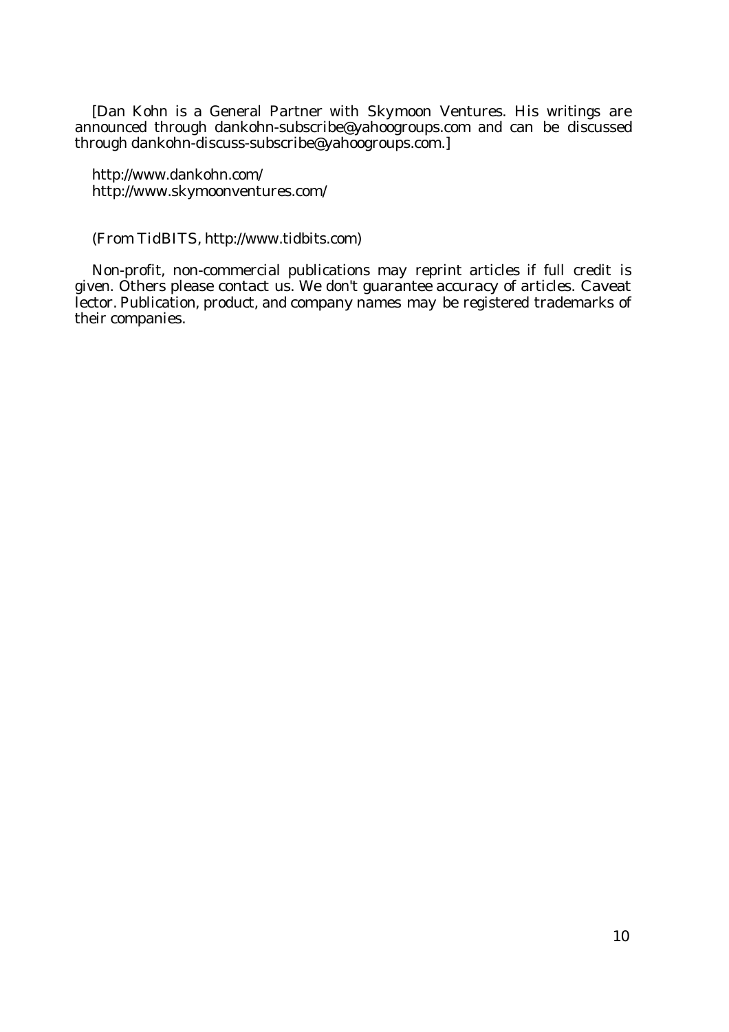[Dan Kohn is a General Partner with Skymoon Ventures. His writings are announced through dankohn-subscribe@yahoogroups.com and can be discussed through dankohn-discuss-subscribe@yahoogroups.com.]

http://www.dankohn.com/
http://www.skymoonventures.com/

(From TidBITS, http://www.tidbits.com)

Non-profit, non-commercial publications may reprint articles if full credit is given. Others please contact us. We don't guarantee accuracy of articles. Caveat lector. Publication, product, and company names may be registered trademarks of their companies.